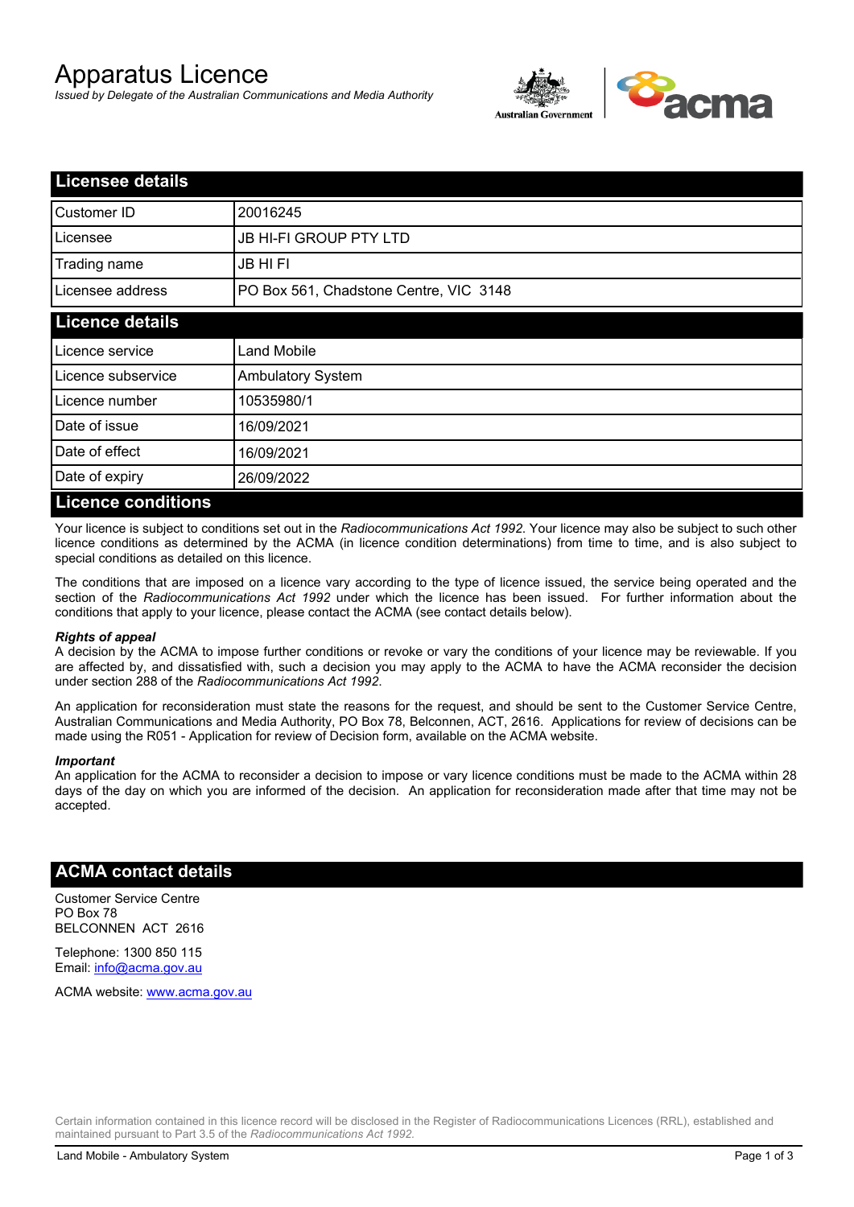# Apparatus Licence

*Issued by Delegate of the Australian Communications and Media Authority*

## Licensee details

| | |
|---|---|
| Customer ID | 20016245 |
| Licensee | JB HI-FI GROUP PTY LTD |
| Trading name | JB HI FI |
| Licensee address | PO Box 561, Chadstone Centre, VIC 3148 |

## Licence details

| | |
|---|---|
| Licence service | Land Mobile |
| Licence subservice | Ambulatory System |
| Licence number | 10535980/1 |
| Date of issue | 16/09/2021 |
| Date of effect | 16/09/2021 |
| Date of expiry | 26/09/2022 |

## Licence conditions

Your licence is subject to conditions set out in the *Radiocommunications Act 1992*. Your licence may also be subject to such other licence conditions as determined by the ACMA (in licence condition determinations) from time to time, and is also subject to special conditions as detailed on this licence.

The conditions that are imposed on a licence vary according to the type of licence issued, the service being operated and the section of the *Radiocommunications Act 1992* under which the licence has been issued. For further information about the conditions that apply to your licence, please contact the ACMA (see contact details below).

#### *Rights of appeal*

A decision by the ACMA to impose further conditions or revoke or vary the conditions of your licence may be reviewable. If you are affected by, and dissatisfied with, such a decision you may apply to the ACMA to have the ACMA reconsider the decision under section 288 of the *Radiocommunications Act 1992*.

An application for reconsideration must state the reasons for the request, and should be sent to the Customer Service Centre, Australian Communications and Media Authority, PO Box 78, Belconnen, ACT, 2616. Applications for review of decisions can be made using the R051 - Application for review of Decision form, available on the ACMA website.

#### *Important*

An application for the ACMA to reconsider a decision to impose or vary licence conditions must be made to the ACMA within 28 days of the day on which you are informed of the decision. An application for reconsideration made after that time may not be accepted.

## ACMA contact details

Customer Service Centre
PO Box 78
BELCONNEN ACT 2616

Telephone: 1300 850 115
Email: info@acma.gov.au

ACMA website: www.acma.gov.au

Certain information contained in this licence record will be disclosed in the Register of Radiocommunications Licences (RRL), established and maintained pursuant to Part 3.5 of the *Radiocommunications Act 1992.*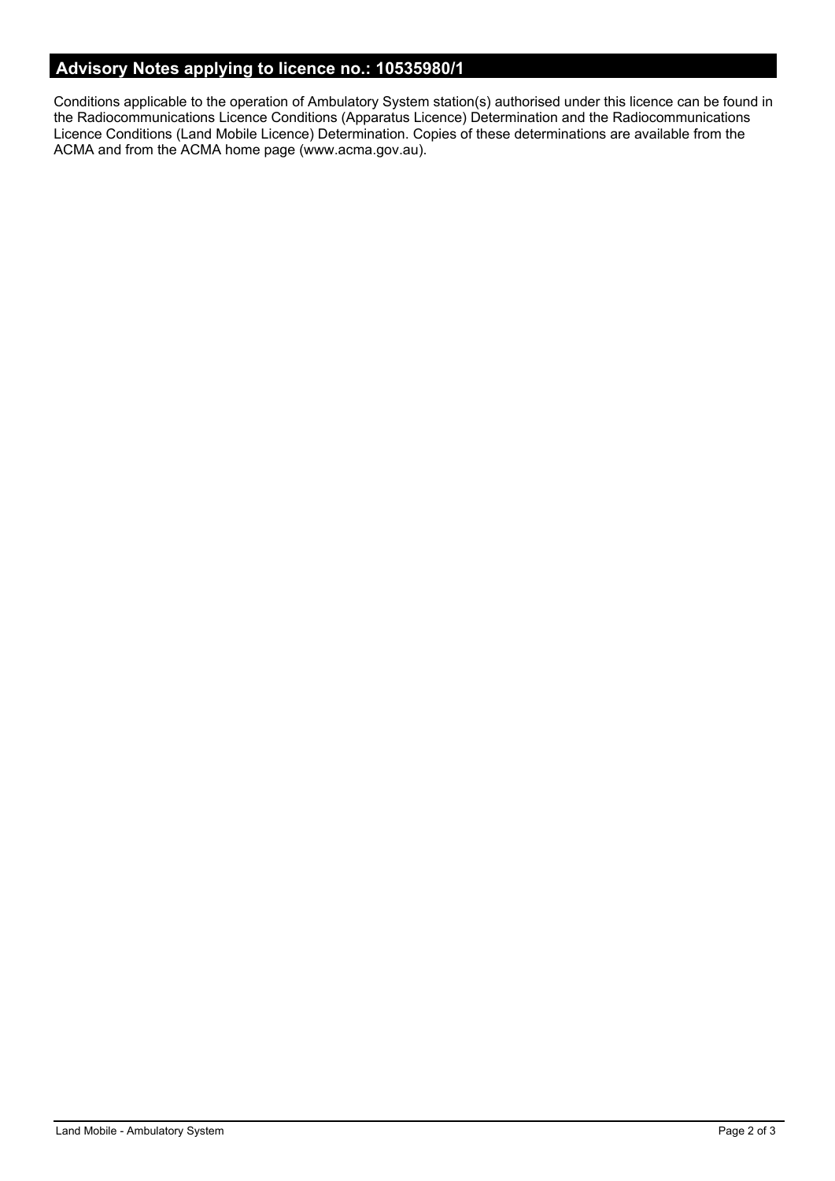## Advisory Notes applying to licence no.: 10535980/1

Conditions applicable to the operation of Ambulatory System station(s) authorised under this licence can be found in the Radiocommunications Licence Conditions (Apparatus Licence) Determination and the Radiocommunications Licence Conditions (Land Mobile Licence) Determination. Copies of these determinations are available from the ACMA and from the ACMA home page (www.acma.gov.au).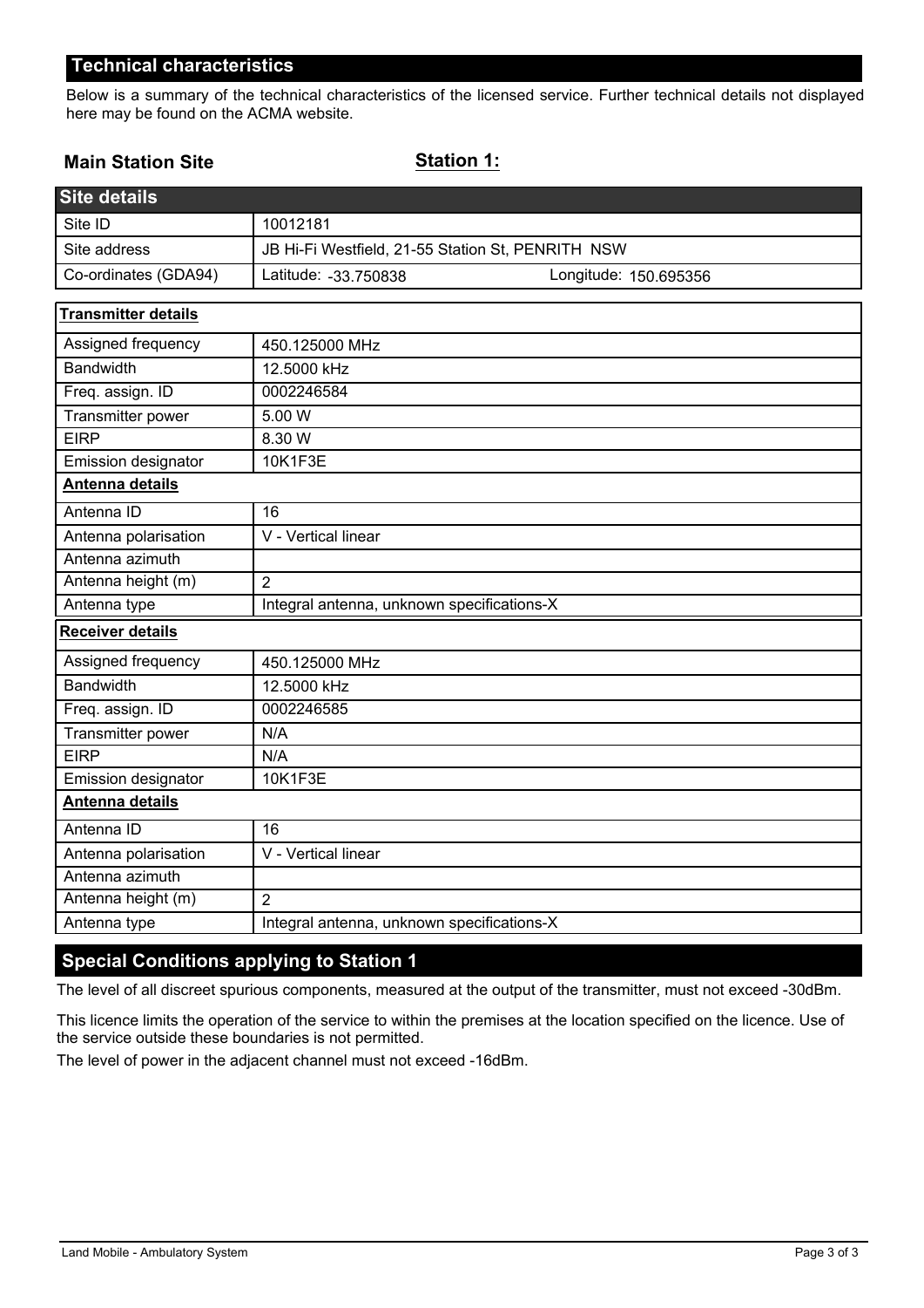## Technical characteristics

Below is a summary of the technical characteristics of the licensed service. Further technical details not displayed here may be found on the ACMA website.

**Main Station Site** **Station 1:**

| Site details | | |
|---|---|---|
| Site ID | 10012181 | |
| Site address | JB Hi-Fi Westfield, 21-55 Station St, PENRITH NSW | |
| Co-ordinates (GDA94) | Latitude: -33.750838 | Longitude: 150.695356 |

| Transmitter details | |
|---|---|
| Assigned frequency | 450.125000 MHz |
| Bandwidth | 12.5000 kHz |
| Freq. assign. ID | 0002246584 |
| Transmitter power | 5.00 W |
| EIRP | 8.30 W |
| Emission designator | 10K1F3E |
| **Antenna details** | |
| Antenna ID | 16 |
| Antenna polarisation | V - Vertical linear |
| Antenna azimuth | |
| Antenna height (m) | 2 |
| Antenna type | Integral antenna, unknown specifications-X |

| Receiver details | |
|---|---|
| Assigned frequency | 450.125000 MHz |
| Bandwidth | 12.5000 kHz |
| Freq. assign. ID | 0002246585 |
| Transmitter power | N/A |
| EIRP | N/A |
| Emission designator | 10K1F3E |
| **Antenna details** | |
| Antenna ID | 16 |
| Antenna polarisation | V - Vertical linear |
| Antenna azimuth | |
| Antenna height (m) | 2 |
| Antenna type | Integral antenna, unknown specifications-X |

## Special Conditions applying to Station 1

The level of all discreet spurious components, measured at the output of the transmitter, must not exceed -30dBm.

This licence limits the operation of the service to within the premises at the location specified on the licence. Use of the service outside these boundaries is not permitted.

The level of power in the adjacent channel must not exceed -16dBm.